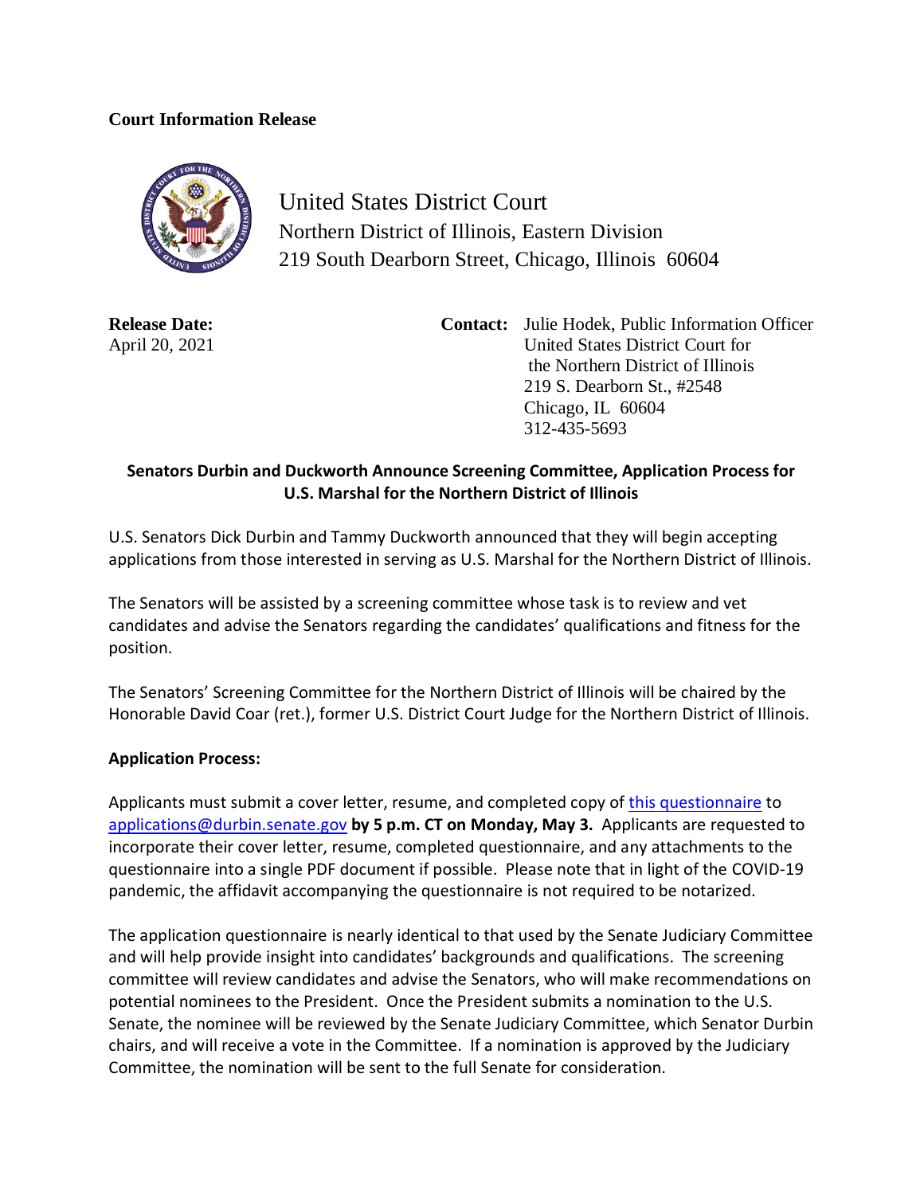**Court Information Release**

United States District Court
Northern District of Illinois, Eastern Division
219 South Dearborn Street, Chicago, Illinois 60604

**Release Date:**
April 20, 2021

**Contact:** Julie Hodek, Public Information Officer
United States District Court for
the Northern District of Illinois
219 S. Dearborn St., #2548
Chicago, IL 60604
312-435-5693

## Senators Durbin and Duckworth Announce Screening Committee, Application Process for U.S. Marshal for the Northern District of Illinois

U.S. Senators Dick Durbin and Tammy Duckworth announced that they will begin accepting applications from those interested in serving as U.S. Marshal for the Northern District of Illinois.

The Senators will be assisted by a screening committee whose task is to review and vet candidates and advise the Senators regarding the candidates' qualifications and fitness for the position.

The Senators' Screening Committee for the Northern District of Illinois will be chaired by the Honorable David Coar (ret.), former U.S. District Court Judge for the Northern District of Illinois.

**Application Process:**

Applicants must submit a cover letter, resume, and completed copy of this questionnaire to applications@durbin.senate.gov **by 5 p.m. CT on Monday, May 3.** Applicants are requested to incorporate their cover letter, resume, completed questionnaire, and any attachments to the questionnaire into a single PDF document if possible. Please note that in light of the COVID-19 pandemic, the affidavit accompanying the questionnaire is not required to be notarized.

The application questionnaire is nearly identical to that used by the Senate Judiciary Committee and will help provide insight into candidates' backgrounds and qualifications. The screening committee will review candidates and advise the Senators, who will make recommendations on potential nominees to the President. Once the President submits a nomination to the U.S. Senate, the nominee will be reviewed by the Senate Judiciary Committee, which Senator Durbin chairs, and will receive a vote in the Committee. If a nomination is approved by the Judiciary Committee, the nomination will be sent to the full Senate for consideration.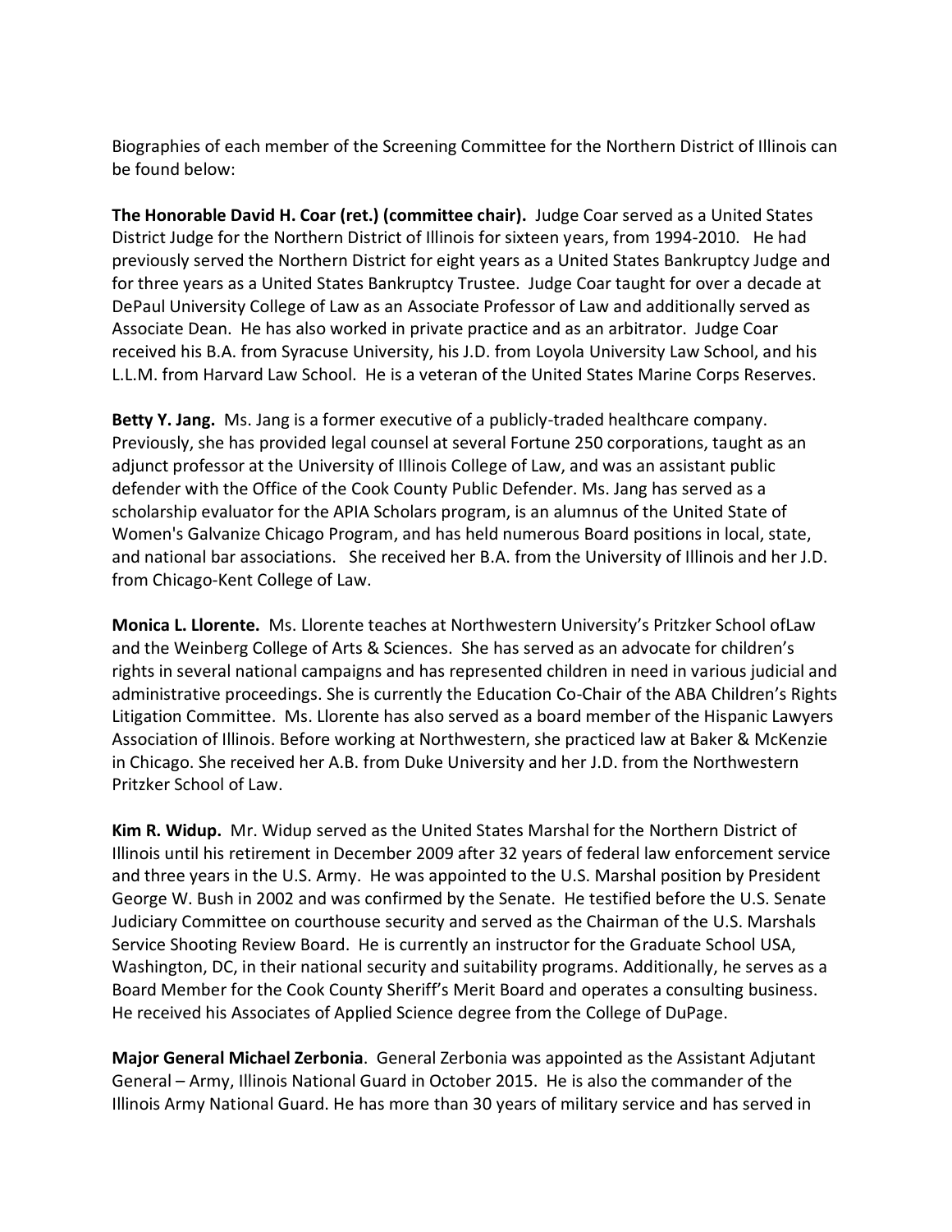Biographies of each member of the Screening Committee for the Northern District of Illinois can be found below:

**The Honorable David H. Coar (ret.) (committee chair).** Judge Coar served as a United States District Judge for the Northern District of Illinois for sixteen years, from 1994-2010. He had previously served the Northern District for eight years as a United States Bankruptcy Judge and for three years as a United States Bankruptcy Trustee. Judge Coar taught for over a decade at DePaul University College of Law as an Associate Professor of Law and additionally served as Associate Dean. He has also worked in private practice and as an arbitrator. Judge Coar received his B.A. from Syracuse University, his J.D. from Loyola University Law School, and his L.L.M. from Harvard Law School. He is a veteran of the United States Marine Corps Reserves.

**Betty Y. Jang.** Ms. Jang is a former executive of a publicly-traded healthcare company. Previously, she has provided legal counsel at several Fortune 250 corporations, taught as an adjunct professor at the University of Illinois College of Law, and was an assistant public defender with the Office of the Cook County Public Defender. Ms. Jang has served as a scholarship evaluator for the APIA Scholars program, is an alumnus of the United State of Women's Galvanize Chicago Program, and has held numerous Board positions in local, state, and national bar associations. She received her B.A. from the University of Illinois and her J.D. from Chicago-Kent College of Law.

**Monica L. Llorente.** Ms. Llorente teaches at Northwestern University's Pritzker School ofLaw and the Weinberg College of Arts & Sciences. She has served as an advocate for children's rights in several national campaigns and has represented children in need in various judicial and administrative proceedings. She is currently the Education Co-Chair of the ABA Children's Rights Litigation Committee. Ms. Llorente has also served as a board member of the Hispanic Lawyers Association of Illinois. Before working at Northwestern, she practiced law at Baker & McKenzie in Chicago. She received her A.B. from Duke University and her J.D. from the Northwestern Pritzker School of Law.

**Kim R. Widup.** Mr. Widup served as the United States Marshal for the Northern District of Illinois until his retirement in December 2009 after 32 years of federal law enforcement service and three years in the U.S. Army. He was appointed to the U.S. Marshal position by President George W. Bush in 2002 and was confirmed by the Senate. He testified before the U.S. Senate Judiciary Committee on courthouse security and served as the Chairman of the U.S. Marshals Service Shooting Review Board. He is currently an instructor for the Graduate School USA, Washington, DC, in their national security and suitability programs. Additionally, he serves as a Board Member for the Cook County Sheriff's Merit Board and operates a consulting business. He received his Associates of Applied Science degree from the College of DuPage.

**Major General Michael Zerbonia**. General Zerbonia was appointed as the Assistant Adjutant General – Army, Illinois National Guard in October 2015. He is also the commander of the Illinois Army National Guard. He has more than 30 years of military service and has served in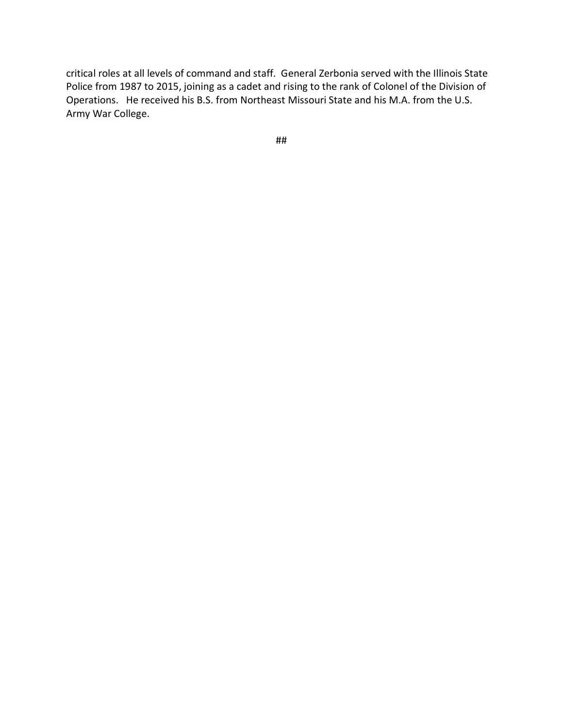critical roles at all levels of command and staff. General Zerbonia served with the Illinois State Police from 1987 to 2015, joining as a cadet and rising to the rank of Colonel of the Division of Operations. He received his B.S. from Northeast Missouri State and his M.A. from the U.S. Army War College.

##